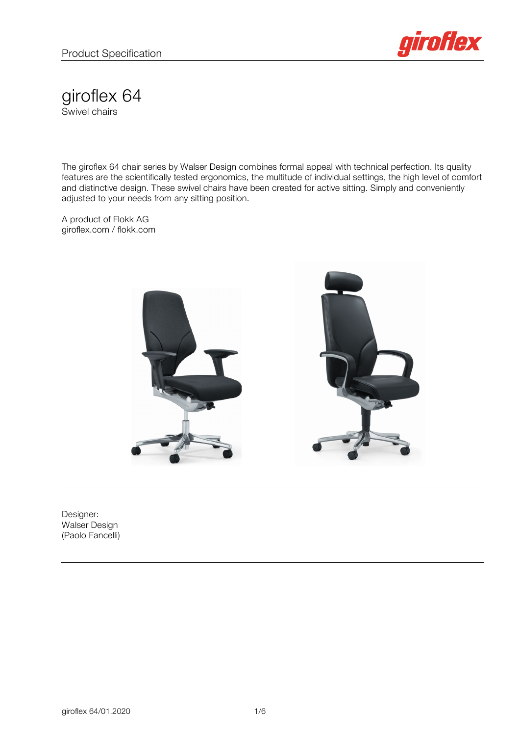Product Specification

# giroflex 64

Swivel chairs

The giroflex 64 chair series by Walser Design combines formal appeal with technical perfection. Its quality features are the scientifically tested ergonomics, the multitude of individual settings, the high level of comfort and distinctive design. These swivel chairs have been created for active sitting. Simply and conveniently adjusted to your needs from any sitting position.

A product of Flokk AG
giroflex.com / flokk.com

---

Designer:
Walser Design
(Paolo Fancelli)

---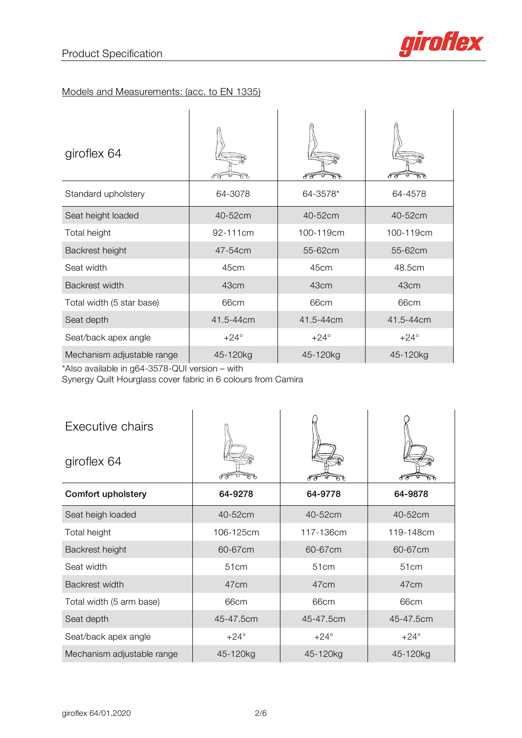Models and Measurements: (acc. to EN 1335)

| giroflex 64 | | | |
|---|---|---|---|
| Standard upholstery | 64-3078 | 64-3578* | 64-4578 |
| Seat height loaded | 40-52cm | 40-52cm | 40-52cm |
| Total height | 92-111cm | 100-119cm | 100-119cm |
| Backrest height | 47-54cm | 55-62cm | 55-62cm |
| Seat width | 45cm | 45cm | 48.5cm |
| Backrest width | 43cm | 43cm | 43cm |
| Total width (5 star base) | 66cm | 66cm | 66cm |
| Seat depth | 41.5-44cm | 41.5-44cm | 41.5-44cm |
| Seat/back apex angle | +24° | +24° | +24° |
| Mechanism adjustable range | 45-120kg | 45-120kg | 45-120kg |

*Also available in g64-3578-QUI version – with
Synergy Quilt Hourglass cover fabric in 6 colours from Camira

| Executive chairs giroflex 64 | | | |
|---|---|---|---|
| **Comfort upholstery** | **64-9278** | **64-9778** | **64-9878** |
| Seat heigh loaded | 40-52cm | 40-52cm | 40-52cm |
| Total height | 106-125cm | 117-136cm | 119-148cm |
| Backrest height | 60-67cm | 60-67cm | 60-67cm |
| Seat width | 51cm | 51cm | 51cm |
| Backrest width | 47cm | 47cm | 47cm |
| Total width (5 arm base) | 66cm | 66cm | 66cm |
| Seat depth | 45-47.5cm | 45-47.5cm | 45-47.5cm |
| Seat/back apex angle | +24° | +24° | +24° |
| Mechanism adjustable range | 45-120kg | 45-120kg | 45-120kg |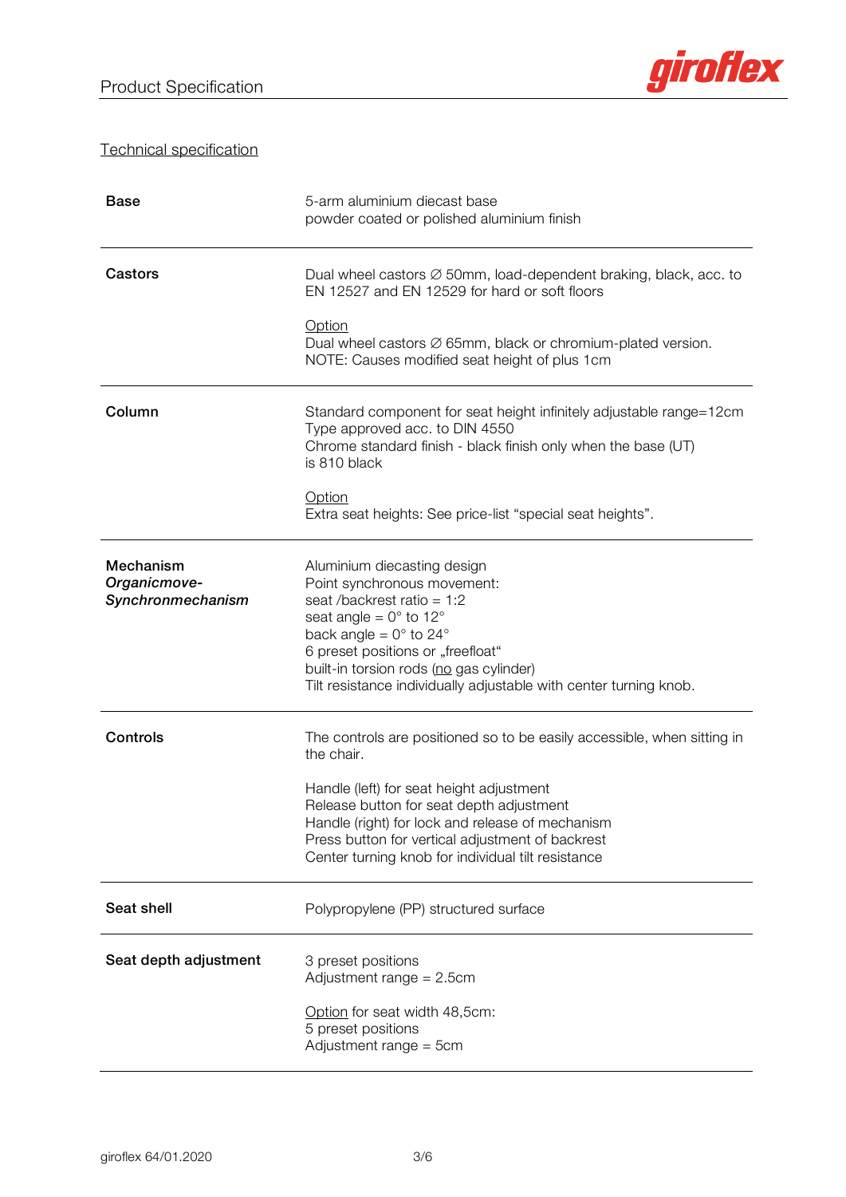## Technical specification

| | |
|---|---|
| **Base** | 5-arm aluminium diecast base<br>powder coated or polished aluminium finish |
| **Castors** | Dual wheel castors ∅ 50mm, load-dependent braking, black, acc. to EN 12527 and EN 12529 for hard or soft floors<br><br>Option<br>Dual wheel castors ∅ 65mm, black or chromium-plated version.<br>NOTE: Causes modified seat height of plus 1cm |
| **Column** | Standard component for seat height infinitely adjustable range=12cm<br>Type approved acc. to DIN 4550<br>Chrome standard finish - black finish only when the base (UT) is 810 black<br><br>Option<br>Extra seat heights: See price-list "special seat heights". |
| **Mechanism**<br>***Organicmove-Synchronmechanism*** | Aluminium diecasting design<br>Point synchronous movement:<br>seat /backrest ratio = 1:2<br>seat angle = 0° to 12°<br>back angle = 0° to 24°<br>6 preset positions or „freefloat"<br>built-in torsion rods (no gas cylinder)<br>Tilt resistance individually adjustable with center turning knob. |
| **Controls** | The controls are positioned so to be easily accessible, when sitting in the chair.<br><br>Handle (left) for seat height adjustment<br>Release button for seat depth adjustment<br>Handle (right) for lock and release of mechanism<br>Press button for vertical adjustment of backrest<br>Center turning knob for individual tilt resistance |
| **Seat shell** | Polypropylene (PP) structured surface |
| **Seat depth adjustment** | 3 preset positions<br>Adjustment range = 2.5cm<br><br>Option for seat width 48,5cm:<br>5 preset positions<br>Adjustment range = 5cm |

giroflex 64/01.2020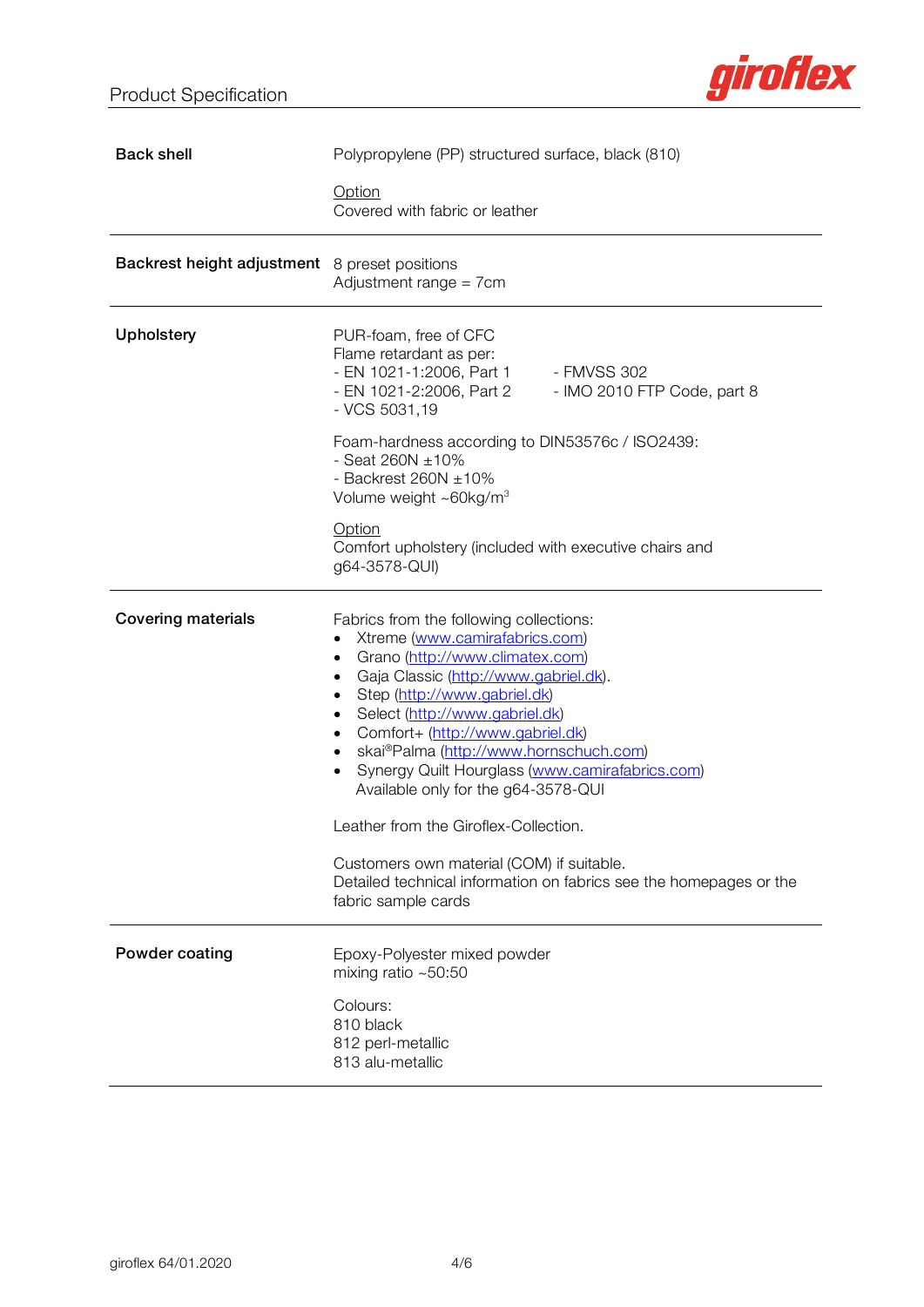| | |
|---|---|
| **Back shell** | Polypropylene (PP) structured surface, black (810)<br><br><u>Option</u><br>Covered with fabric or leather |
| **Backrest height adjustment** | 8 preset positions<br>Adjustment range = 7cm |
| **Upholstery** | PUR-foam, free of CFC<br>Flame retardant as per:<br>- EN 1021-1:2006, Part 1<br>- EN 1021-2:2006, Part 2<br>- VCS 5031,19<br>- FMVSS 302<br>- IMO 2010 FTP Code, part 8<br><br>Foam-hardness according to DIN53576c / ISO2439:<br>- Seat 260N ±10%<br>- Backrest 260N ±10%<br>Volume weight ~60kg/m$^3$<br><br><u>Option</u><br>Comfort upholstery (included with executive chairs and g64-3578-QUI) |
| **Covering materials** | Fabrics from the following collections:<br>• Xtreme (www.camirafabrics.com)<br>• Grano (http://www.climatex.com)<br>• Gaja Classic (http://www.gabriel.dk).<br>• Step (http://www.gabriel.dk)<br>• Select (http://www.gabriel.dk)<br>• Comfort+ (http://www.gabriel.dk)<br>• skai®Palma (http://www.hornschuch.com)<br>• Synergy Quilt Hourglass (www.camirafabrics.com) Available only for the g64-3578-QUI<br><br>Leather from the Giroflex-Collection.<br><br>Customers own material (COM) if suitable.<br>Detailed technical information on fabrics see the homepages or the fabric sample cards |
| **Powder coating** | Epoxy-Polyester mixed powder<br>mixing ratio ~50:50<br><br>Colours:<br>810 black<br>812 perl-metallic<br>813 alu-metallic |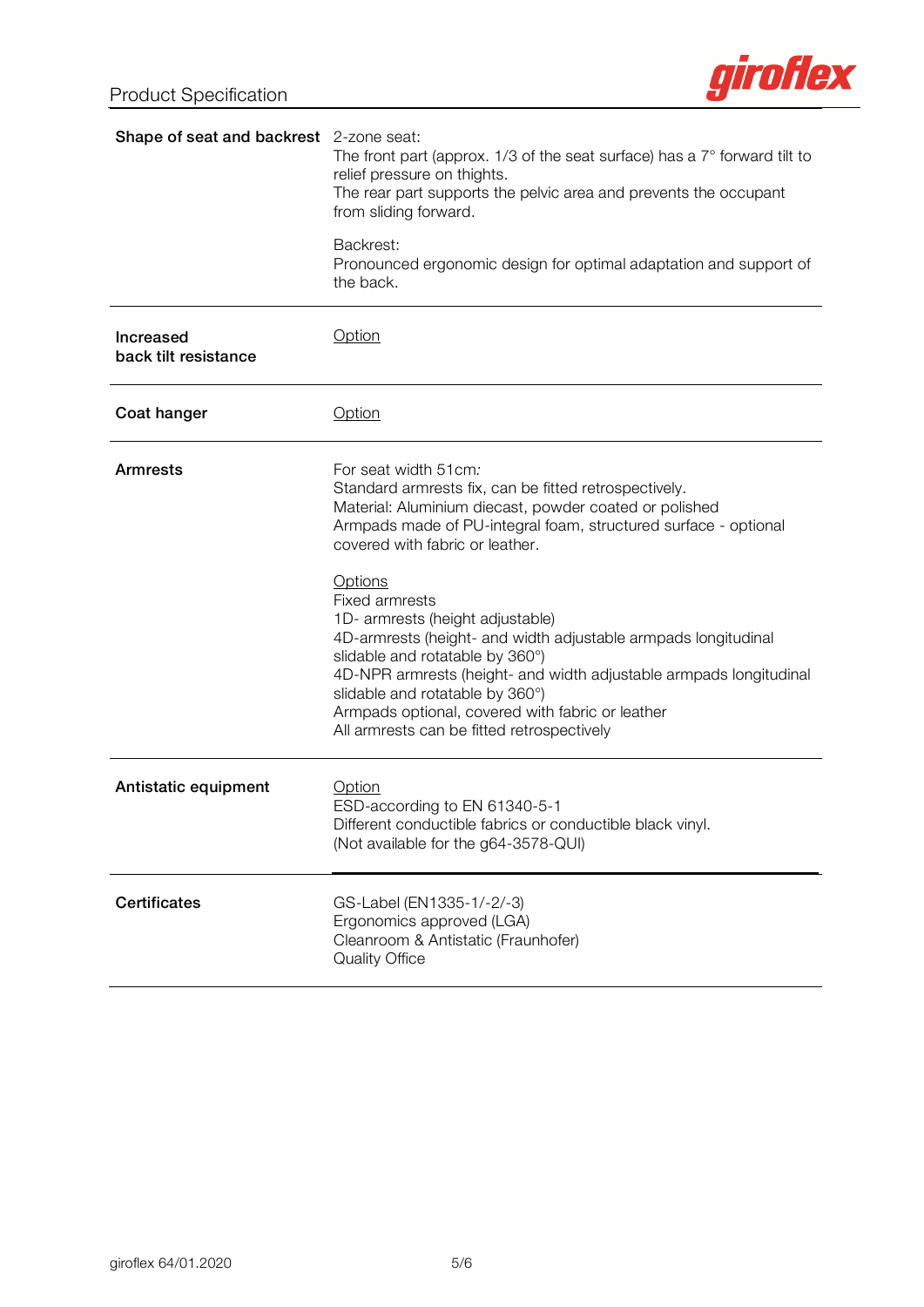| | |
|---|---|
| **Shape of seat and backrest** | 2-zone seat:<br>The front part (approx. 1/3 of the seat surface) has a 7° forward tilt to relief pressure on thighs.<br>The rear part supports the pelvic area and prevents the occupant from sliding forward.<br><br>Backrest:<br>Pronounced ergonomic design for optimal adaptation and support of the back. |
| **Increased back tilt resistance** | Option |
| **Coat hanger** | Option |
| **Armrests** | For seat width 51cm*:*<br>Standard armrests fix, can be fitted retrospectively.<br>Material: Aluminium diecast, powder coated or polished<br>Armpads made of PU-integral foam, structured surface - optional covered with fabric or leather.<br><br>Options<br>Fixed armrests<br>1D- armrests (height adjustable)<br>4D-armrests (height- and width adjustable armpads longitudinal slidable and rotatable by 360°)<br>4D-NPR armrests (height- and width adjustable armpads longitudinal slidable and rotatable by 360°)<br>Armpads optional, covered with fabric or leather<br>All armrests can be fitted retrospectively |
| **Antistatic equipment** | Option<br>ESD-according to EN 61340-5-1<br>Different conductible fabrics or conductible black vinyl.<br>(Not available for the g64-3578-QUI) |
| **Certificates** | GS-Label (EN1335-1/-2/-3)<br>Ergonomics approved (LGA)<br>Cleanroom & Antistatic (Fraunhofer)<br>Quality Office |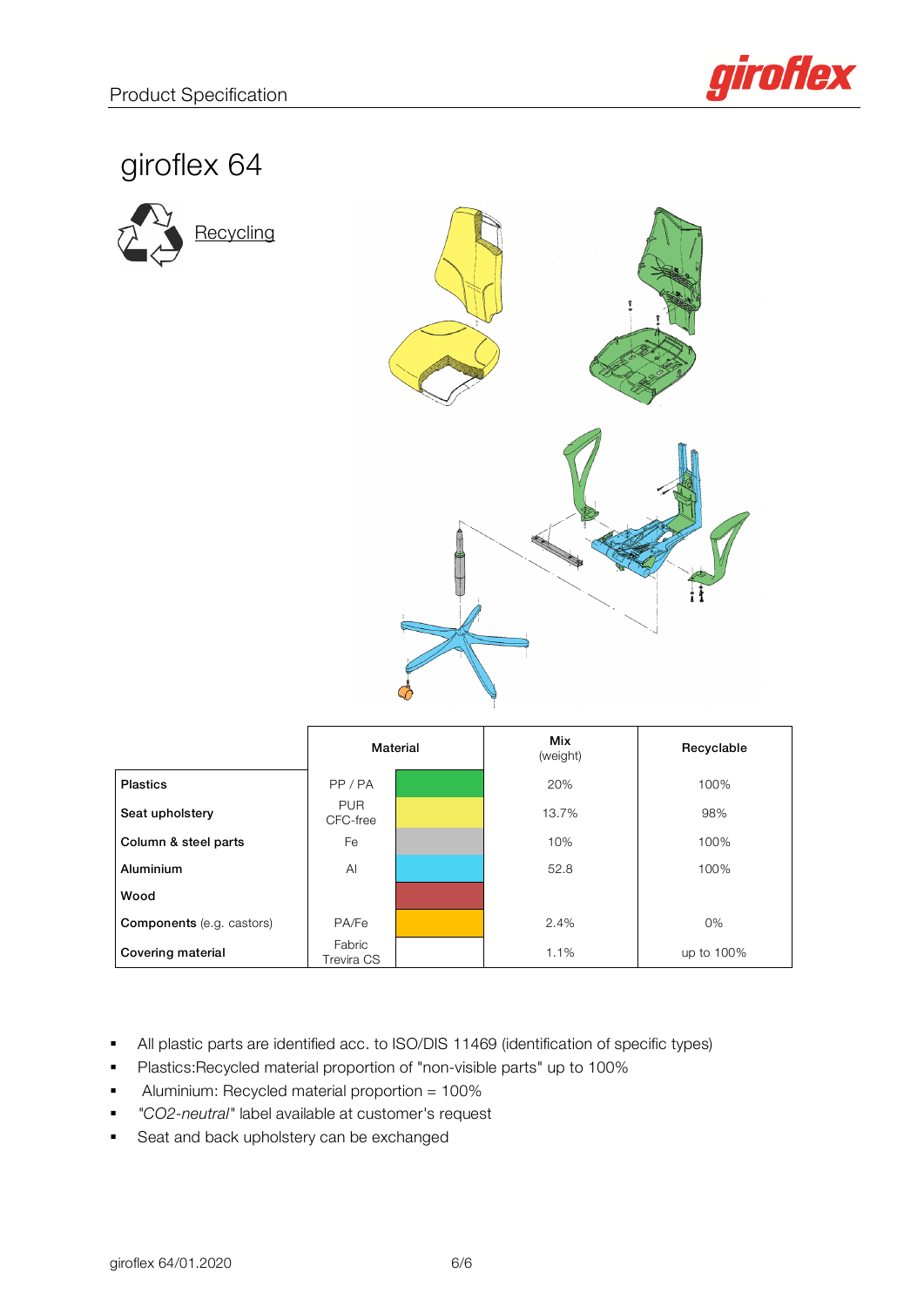# giroflex 64

Recycling

| | Material | | Mix (weight) | Recyclable |
|---|---|---|---|---|
| **Plastics** | PP / PA | | 20% | 100% |
| **Seat upholstery** | PUR CFC-free | | 13.7% | 98% |
| **Column & steel parts** | Fe | | 10% | 100% |
| **Aluminium** | Al | | 52.8 | 100% |
| **Wood** | | | | |
| **Components** (e.g. castors) | PA/Fe | | 2.4% | 0% |
| **Covering material** | Fabric Trevira CS | | 1.1% | up to 100% |

- All plastic parts are identified acc. to ISO/DIS 11469 (identification of specific types)
- Plastics:Recycled material proportion of "non-visible parts" up to 100%
- Aluminium: Recycled material proportion = 100%
- *"CO2-neutral"* label available at customer's request
- Seat and back upholstery can be exchanged